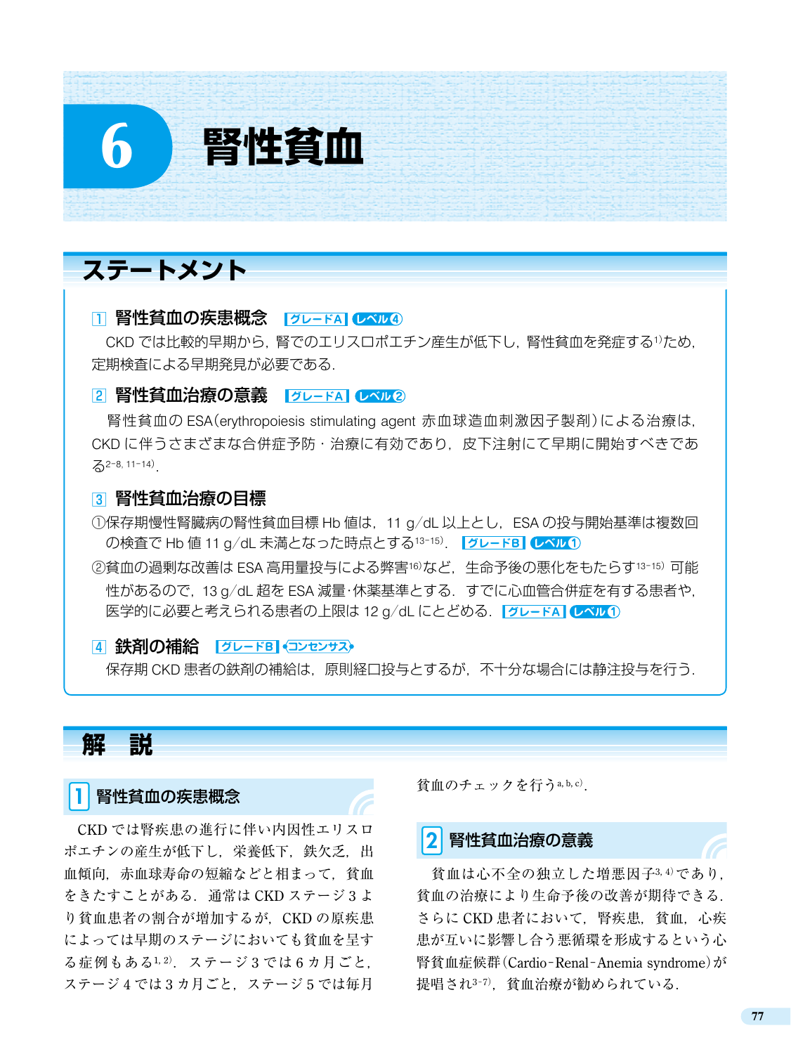# 6 腎性貧血

## ステートメント

### 1 腎性貧血の疾患概念　［グレードA］［レベル④］

CKD では比較的早期から，腎でのエリスロポエチン産生が低下し，腎性貧血を発症する[1]ため，定期検査による早期発見が必要である．

### 2 腎性貧血治療の意義　［グレードA］［レベル②］

腎性貧血の ESA（erythropoiesis stimulating agent 赤血球造血刺激因子製剤）による治療は，CKD に伴うさまざまな合併症予防・治療に有効であり，皮下注射にて早期に開始すべきである[2-8, 11-14]．

### 3 腎性貧血治療の目標

①保存期慢性腎臓病の腎性貧血目標 Hb 値は，11 g/dL 以上とし，ESA の投与開始基準は複数回の検査で Hb 値 11 g/dL 未満となった時点とする[13-15]．［グレードB］［レベル①］

②貧血の過剰な改善は ESA 高用量投与による弊害[16]など，生命予後の悪化をもたらす[13-15]可能性があるので，13 g/dL 超を ESA 減量・休薬基準とする．すでに心血管合併症を有する患者や，医学的に必要と考えられる患者の上限は 12 g/dL にとどめる．［グレードA］［レベル①］

### 4 鉄剤の補給　［グレードB］［コンセンサス］

保存期 CKD 患者の鉄剤の補給は，原則経口投与とするが，不十分な場合には静注投与を行う．

## 解　説

### 1 腎性貧血の疾患概念

CKD では腎疾患の進行に伴い内因性エリスロポエチンの産生が低下し，栄養低下，鉄欠乏，出血傾向，赤血球寿命の短縮などと相まって，貧血をきたすことがある．通常は CKD ステージ 3 より貧血患者の割合が増加するが，CKD の原疾患によっては早期のステージにおいても貧血を呈する症例もある[1, 2]．ステージ 3 では 6 カ月ごと，ステージ 4 では 3 カ月ごと，ステージ 5 では毎月貧血のチェックを行う[a, b, c]．

### 2 腎性貧血治療の意義

貧血は心不全の独立した増悪因子[3, 4]であり，貧血の治療により生命予後の改善が期待できる．さらに CKD 患者において，腎疾患，貧血，心疾患が互いに影響し合う悪循環を形成するという心腎貧血症候群（Cardio-Renal-Anemia syndrome）が提唱され[3-7]，貧血治療が勧められている．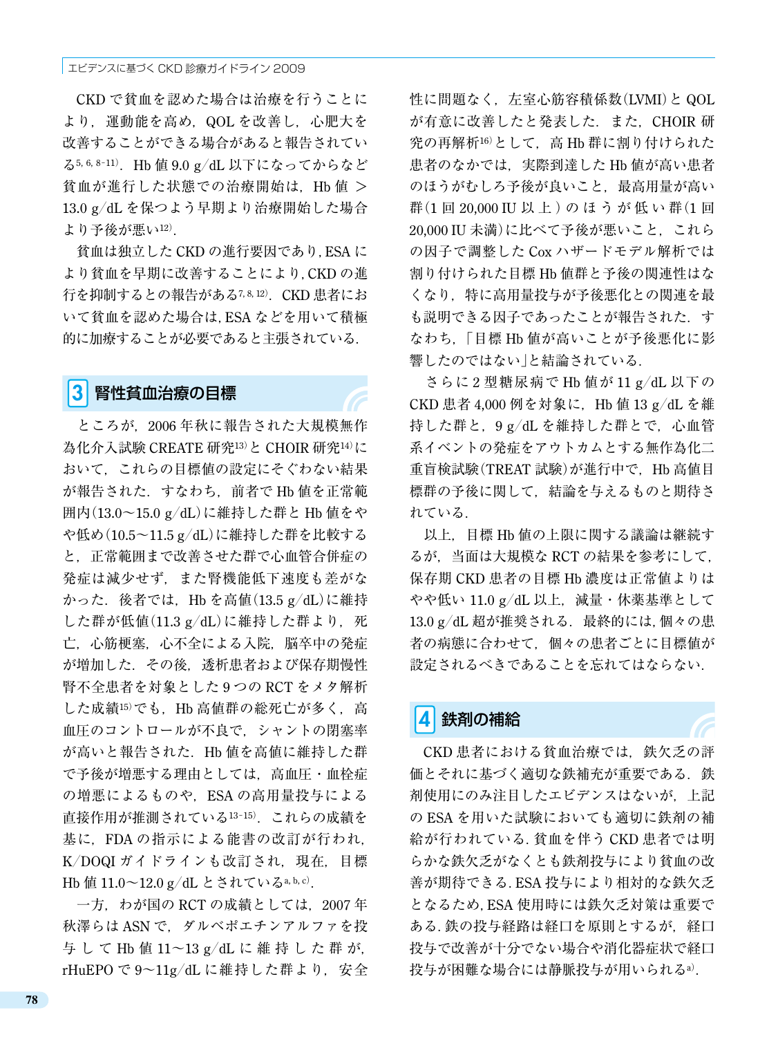CKD で貧血を認めた場合は治療を行うことにより，運動能を高め，QOL を改善し，心肥大を改善することができる場合があると報告されている[5, 6, 8-11]．Hb 値 9.0 g/dL 以下になってからなど貧血が進行した状態での治療開始は，Hb 値 ＞ 13.0 g/dL を保つよう早期より治療開始した場合より予後が悪い[12]．

貧血は独立した CKD の進行要因であり，ESA により貧血を早期に改善することにより，CKD の進行を抑制するとの報告がある[7, 8, 12]．CKD 患者において貧血を認めた場合は，ESA などを用いて積極的に加療することが必要であると主張されている．

## 3 腎性貧血治療の目標

ところが，2006 年秋に報告された大規模無作為化介入試験 CREATE 研究[13]と CHOIR 研究[14]において，これらの目標値の設定にそぐわない結果が報告された．すなわち，前者で Hb 値を正常範囲内（13.0〜15.0 g/dL）に維持した群と Hb 値をやや低め（10.5〜11.5 g/dL）に維持した群を比較すると，正常範囲まで改善させた群で心血管合併症の発症は減少せず，また腎機能低下速度も差がなかった．後者では，Hb を高値（13.5 g/dL）に維持した群が低値（11.3 g/dL）に維持した群より，死亡，心筋梗塞，心不全による入院，脳卒中の発症が増加した．その後，透析患者および保存期慢性腎不全患者を対象とした 9 つの RCT をメタ解析した成績[15]でも，Hb 高値群の総死亡が多く，高血圧のコントロールが不良で，シャントの閉塞率が高いと報告された．Hb 値を高値に維持した群で予後が増悪する理由としては，高血圧・血栓症の増悪によるものや，ESA の高用量投与による直接作用が推測されている[13-15]．これらの成績を基に，FDA の指示による能書の改訂が行われ，K/DOQI ガイドラインも改訂され，現在，目標 Hb 値 11.0〜12.0 g/dL とされている[a, b, c]．

一方，わが国の RCT の成績としては，2007 年秋澤らは ASN で，ダルベポエチンアルファを投与して Hb 値 11〜13 g/dL に維持した群が，rHuEPO で 9〜11g/dL に維持した群より，安全性に問題なく，左室心筋容積係数（LVMI）と QOL が有意に改善したと発表した．また，CHOIR 研究の再解析[16]として，高 Hb 群に割り付けられた患者のなかでは，実際到達した Hb 値が高い患者のほうがむしろ予後が良いこと，最高用量が高い群（1 回 20,000 IU 以上）のほうが低い群（1 回 20,000 IU 未満）に比べて予後が悪いこと，これらの因子で調整した Cox ハザードモデル解析では割り付けられた目標 Hb 値群と予後の関連性はなくなり，特に高用量投与が予後悪化との関連を最も説明できる因子であったことが報告された．すなわち，「目標 Hb 値が高いことが予後悪化に影響したのではない」と結論されている．

さらに 2 型糖尿病で Hb 値が 11 g/dL 以下の CKD 患者 4,000 例を対象に，Hb 値 13 g/dL を維持した群と，9 g/dL を維持した群とで，心血管系イベントの発症をアウトカムとする無作為化二重盲検試験（TREAT 試験）が進行中で，Hb 高値目標群の予後に関して，結論を与えるものと期待されている．

以上，目標 Hb 値の上限に関する議論は継続するが，当面は大規模な RCT の結果を参考にして，保存期 CKD 患者の目標 Hb 濃度は正常値よりはやや低い 11.0 g/dL 以上，減量・休薬基準として 13.0 g/dL 超が推奨される．最終的には，個々の患者の病態に合わせて，個々の患者ごとに目標値が設定されるべきであることを忘れてはならない．

## 4 鉄剤の補給

CKD 患者における貧血治療では，鉄欠乏の評価とそれに基づく適切な鉄補充が重要である．鉄剤使用にのみ注目したエビデンスはないが，上記の ESA を用いた試験においても適切に鉄剤の補給が行われている．貧血を伴う CKD 患者では明らかな鉄欠乏がなくとも鉄剤投与により貧血の改善が期待できる．ESA 投与により相対的な鉄欠乏となるため，ESA 使用時には鉄欠乏対策は重要である．鉄の投与経路は経口を原則とするが，経口投与で改善が十分でない場合や消化器症状で経口投与が困難な場合には静脈投与が用いられる[a]．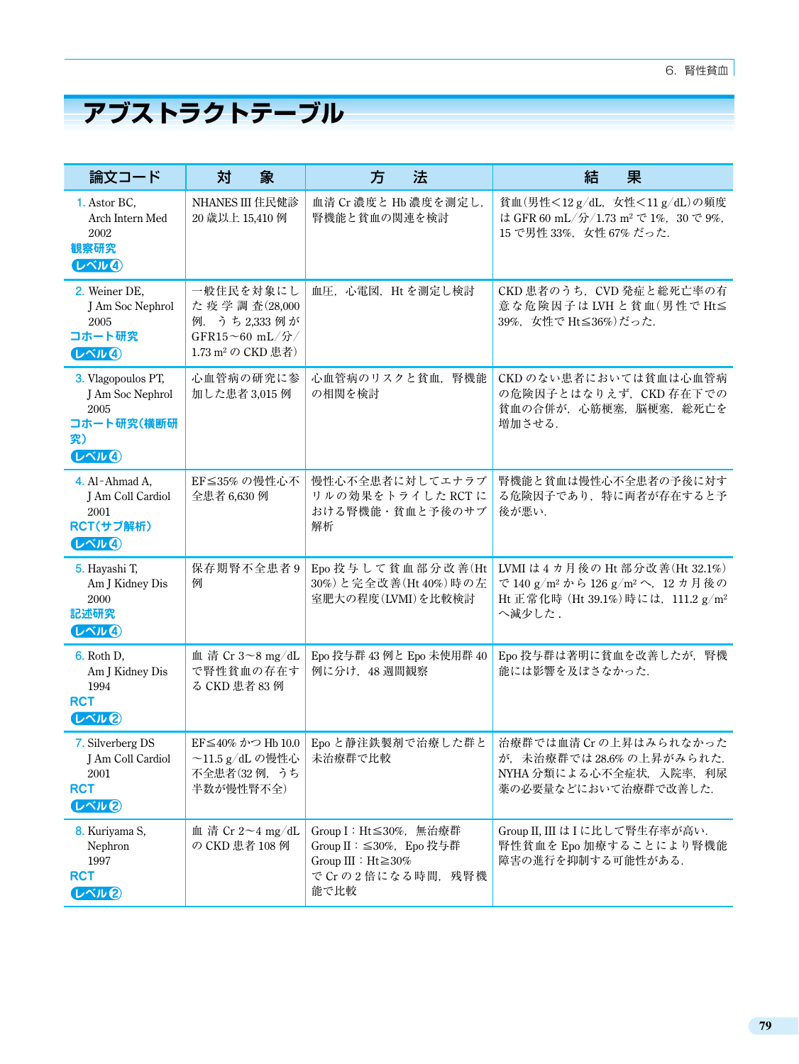# アブストラクトテーブル

| 論文コード | 対　象 | 方　法 | 結　果 |
|---|---|---|---|
| 1. Astor BC, Arch Intern Med 2002 観察研究 レベル4 | NHANES III 住民健診 20 歳以上 15,410 例 | 血清 Cr 濃度と Hb 濃度を測定し，腎機能と貧血の関連を検討 | 貧血（男性＜12 g/dL，女性＜11 g/dL）の頻度は GFR 60 mL/分/1.73 m² で 1%，30 で 9%，15 で男性 33%，女性 67% だった． |
| 2. Weiner DE, J Am Soc Nephrol 2005 コホート研究 レベル4 | 一般住民を対象にした疫学調査（28,000 例．うち 2,333 例が GFR15〜60 mL/分/1.73 m² の CKD 患者） | 血圧，心電図，Ht を測定し検討 | CKD 患者のうち，CVD 発症と総死亡率の有意な危険因子は LVH と貧血（男性で Ht≦39%，女性で Ht≦36%）だった． |
| 3. Vlagopoulos PT, J Am Soc Nephrol 2005 コホート研究（横断研究） レベル4 | 心血管病の研究に参加した患者 3,015 例 | 心血管のリスクと貧血，腎機能の相関を検討 | CKD のない患者においては貧血は心血管病の危険因子とはなりえず，CKD 存在下での貧血の合併が，心筋梗塞，脳梗塞，総死亡を増加させる． |
| 4. Al-Ahmad A, J Am Coll Cardiol 2001 RCT（サブ解析） レベル4 | EF≦35% の慢性心不全患者 6,630 例 | 慢性心不全患者に対してエナラプリルの効果をトライした RCT における腎機能・貧血と予後のサブ解析 | 腎機能と貧血は慢性心不全患者の予後に対する危険因子であり，特に両者が存在すると予後が悪い． |
| 5. Hayashi T, Am J Kidney Dis 2000 記述研究 レベル4 | 保存期腎不全患者 9 例 | Epo 投与して貧血部分改善（Ht 30%）と完全改善（Ht 40%）時の左室肥大の程度（LVMI）を比較検討 | LVMI は 4 カ月後の Ht 部分改善（Ht 32.1%）で 140 g/m² から 126 g/m² へ，12 カ月後の Ht 正常化時（Ht 39.1%）時には，111.2 g/m² へ減少した． |
| 6. Roth D, Am J Kidney Dis 1994 RCT レベル2 | 血清 Cr 3〜8 mg/dL で腎性貧血の存在する CKD 患者 83 例 | Epo 投与群 43 例と Epo 未使用群 40 例に分け，48 週間観察 | Epo 投与群は著明に貧血を改善したが，腎機能には影響を及ぼさなかった． |
| 7. Silverberg DS, J Am Coll Cardiol 2001 RCT レベル2 | EF≦40% かつ Hb 10.0〜11.5 g/dL の慢性心不全患者（32 例，うち半数が慢性腎不全） | Epo と静注鉄製剤で治療した群と未治療群で比較 | 治療群では血清 Cr の上昇はみられなかったが，未治療群では 28.6% の上昇がみられた．NYHA 分類による心不全症状，入院率，利尿薬の必要量などにおいて治療群で改善した． |
| 8. Kuriyama S, Nephron 1997 RCT レベル2 | 血清 Cr 2〜4 mg/dL の CKD 患者 108 例 | Group I：Ht≦30%，無治療群<br>Group II：≦30%，Epo 投与群<br>Group III：Ht≧30%<br>で Cr の 2 倍になる時間，残腎機能で比較 | Group II, III は I に比して腎生存率が高い．腎性貧血を Epo 加療することにより腎機能障害の進行を抑制する可能性がある． |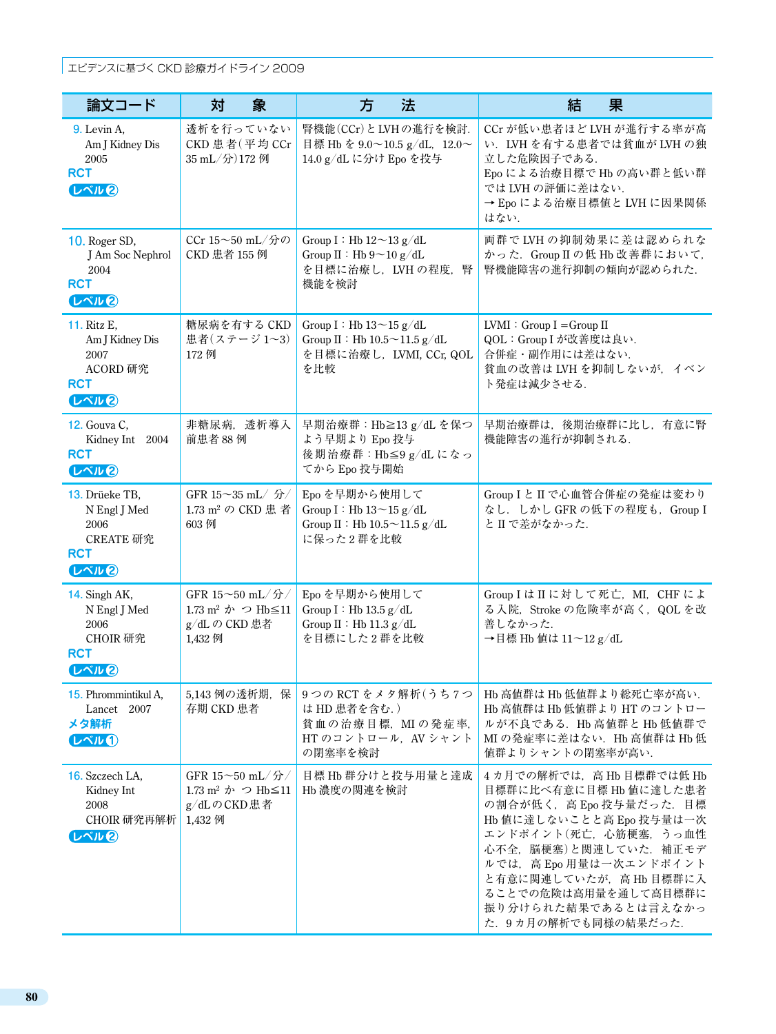| 論文コード | 対　象 | 方　法 | 結　果 |
|---|---|---|---|
| 9. Levin A, Am J Kidney Dis 2005 RCT レベル2 | 透析を行っていないCKD患者(平均CCr 35 mL/分)172例 | 腎機能(CCr)とLVHの進行を検討．目標Hbを9.0〜10.5 g/dL，12.0〜14.0 g/dLに分けEpoを投与 | CCrが低い患者ほどLVHが進行する率が高い．LVHを有する患者では貧血がLVHの独立した危険因子である．<br>Epoによる治療目標でHbの高い群と低い群ではLVHの評価に差はない．<br>→Epoによる治療目標値とLVHに因果関係はない． |
| 10. Roger SD, J Am Soc Nephrol 2004 RCT レベル2 | CCr 15〜50 mL/分のCKD患者155例 | Group I：Hb 12〜13 g/dL<br>Group II：Hb 9〜10 g/dL<br>を目標に治療し，LVHの程度，腎機能を検討 | 両群でLVHの抑制効果に差は認められなかった．Group IIの低Hb改善群において，腎機能障害の進行抑制の傾向が認められた． |
| 11. Ritz E, Am J Kidney Dis 2007 ACORD研究 RCT レベル2 | 糖尿病を有するCKD患者(ステージ1〜3)172例 | Group I：Hb 13〜15 g/dL<br>Group II：Hb 10.5〜11.5 g/dL<br>を目標に治療し，LVMI, CCr, QOLを比較 | LVMI：Group I＝Group II<br>QOL：Group Iが改善度は良い．<br>合併症・副作用には差はない．<br>貧血の改善はLVHを抑制しないが，イベント発症は減少させる． |
| 12. Gouva C, Kidney Int 2004 RCT レベル2 | 非糖尿病，透析導入前患者88例 | 早期治療群：Hb≧13 g/dLを保つよう早期よりEpo投与<br>後期治療群：Hb≦9 g/dLになってからEpo投与開始 | 早期治療群は，後期治療群に比し，有意に腎機能障害の進行が抑制される． |
| 13. Drüeke TB, N Engl J Med 2006 CREATE研究 RCT レベル2 | GFR 15〜35 mL/分/1.73 m² のCKD患者603例 | Epoを早期から使用して<br>Group I：Hb 13〜15 g/dL<br>Group II：Hb 10.5〜11.5 g/dL<br>に保った2群を比較 | Group IとIIで心血管合併症の発症は変わりなし．しかしGFRの低下の程度も，Group IとIIで差がなかった． |
| 14. Singh AK, N Engl J Med 2006 CHOIR研究 RCT レベル2 | GFR 15〜50 mL/分/1.73 m² かつHb≦11 g/dLのCKD患者1,432例 | Epoを早期から使用して<br>Group I：Hb 13.5 g/dL<br>Group II：Hb 11.3 g/dL<br>を目標にした2群を比較 | Group IはIIに対して死亡，MI，CHFによる入院，Strokeの危険率が高く，QOLを改善しなかった．<br>→目標Hb値は11〜12 g/dL |
| 15. Phrommintikul A, Lancet 2007 メタ解析 レベル1 | 5,143例の透析期，保存期CKD患者 | 9つのRCTをメタ解析(うち7つはHD患者を含む．)<br>貧血の治療目標，MIの発症率，HTのコントロール，AVシャントの閉塞率を検討 | Hb高値群はHb低値群より総死亡率が高い．Hb高値群はHb低値群よりHTのコントロールが不良である．Hb高値群とHb低値群でMIの発症率に差はない．Hb高値群はHb低値群よりシャントの閉塞率が高い． |
| 16. Szczech LA, Kidney Int 2008 CHOIR研究再解析 レベル2 | GFR 15〜50 mL/分/1.73 m² かつHb≦11 g/dLのCKD患者1,432例 | 目標Hb群分けと投与用量と達成Hb濃度の関連を検討 | 4カ月での解析では，高Hb目標群では低Hb目標群に比べ有意に目標Hb値に達した患者の割合が低く，高Epo投与量だった．目標Hb値に達しないことと高Epo投与量は一次エンドポイント(死亡，心筋梗塞，うっ血性心不全，脳梗塞)と関連していた．補正モデルでは，高Epo用量は一次エンドポイントと有意に関連していたが，高Hb目標群に入ることでの危険は高用量を通して高目標群に振り分けられた結果であるとは言えなかった．9カ月の解析でも同様の結果だった． |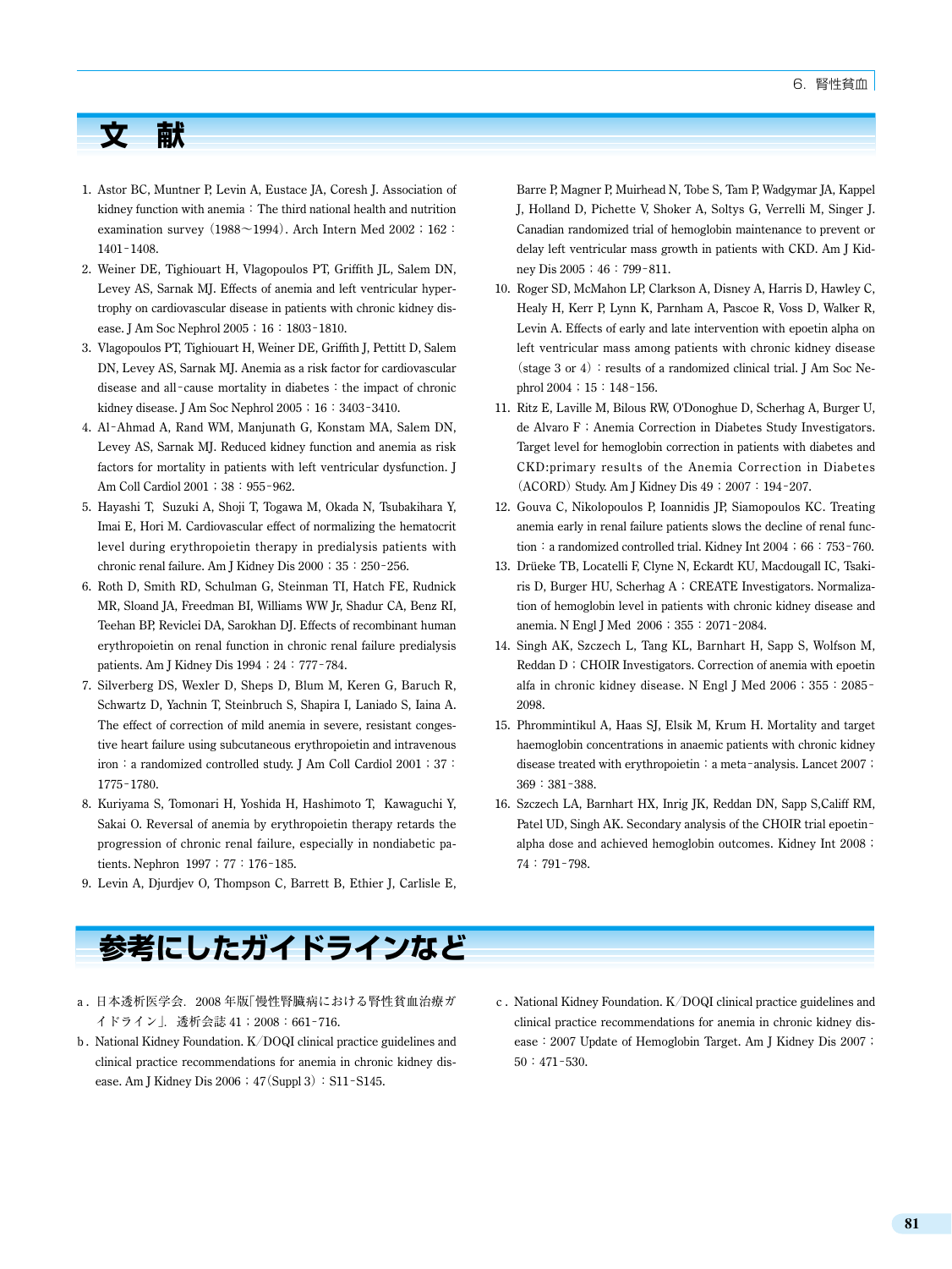# 文　献

1. Astor BC, Muntner P, Levin A, Eustace JA, Coresh J. Association of kidney function with anemia：The third national health and nutrition examination survey（1988〜1994）. Arch Intern Med 2002；162：1401-1408.
2. Weiner DE, Tighiouart H, Vlagopoulos PT, Griffith JL, Salem DN, Levey AS, Sarnak MJ. Effects of anemia and left ventricular hypertrophy on cardiovascular disease in patients with chronic kidney disease. J Am Soc Nephrol 2005；16：1803-1810.
3. Vlagopoulos PT, Tighiouart H, Weiner DE, Griffith J, Pettitt D, Salem DN, Levey AS, Sarnak MJ. Anemia as a risk factor for cardiovascular disease and all-cause mortality in diabetes：the impact of chronic kidney disease. J Am Soc Nephrol 2005；16：3403-3410.
4. Al-Ahmad A, Rand WM, Manjunath G, Konstam MA, Salem DN, Levey AS, Sarnak MJ. Reduced kidney function and anemia as risk factors for mortality in patients with left ventricular dysfunction. J Am Coll Cardiol 2001；38：955-962.
5. Hayashi T, Suzuki A, Shoji T, Togawa M, Okada N, Tsubakihara Y, Imai E, Hori M. Cardiovascular effect of normalizing the hematocrit level during erythropoietin therapy in predialysis patients with chronic renal failure. Am J Kidney Dis 2000；35：250-256.
6. Roth D, Smith RD, Schulman G, Steinman TI, Hatch FE, Rudnick MR, Sloand JA, Freedman BI, Williams WW Jr, Shadur CA, Benz RI, Teehan BP, Reviclei DA, Sarokhan DJ. Effects of recombinant human erythropoietin on renal function in chronic renal failure predialysis patients. Am J Kidney Dis 1994；24：777-784.
7. Silverberg DS, Wexler D, Sheps D, Blum M, Keren G, Baruch R, Schwartz D, Yachnin T, Steinbruch S, Shapira I, Laniado S, Iaina A. The effect of correction of mild anemia in severe, resistant congestive heart failure using subcutaneous erythropoietin and intravenous iron：a randomized controlled study. J Am Coll Cardiol 2001；37：1775-1780.
8. Kuriyama S, Tomonari H, Yoshida H, Hashimoto T, Kawaguchi Y, Sakai O. Reversal of anemia by erythropoietin therapy retards the progression of chronic renal failure, especially in nondiabetic patients. Nephron 1997；77：176-185.
9. Levin A, Djurdjev O, Thompson C, Barrett B, Ethier J, Carlisle E, Barre P, Magner P, Muirhead N, Tobe S, Tam P, Wadgymar JA, Kappel J, Holland D, Pichette V, Shoker A, Soltys G, Verrelli M, Singer J. Canadian randomized trial of hemoglobin maintenance to prevent or delay left ventricular mass growth in patients with CKD. Am J Kidney Dis 2005；46：799-811.
10. Roger SD, McMahon LP, Clarkson A, Disney A, Harris D, Hawley C, Healy H, Kerr P, Lynn K, Parnham A, Pascoe R, Voss D, Walker R, Levin A. Effects of early and late intervention with epoetin alpha on left ventricular mass among patients with chronic kidney disease（stage 3 or 4）：results of a randomized clinical trial. J Am Soc Nephrol 2004；15：148-156.
11. Ritz E, Laville M, Bilous RW, O'Donoghue D, Scherhag A, Burger U, de Alvaro F；Anemia Correction in Diabetes Study Investigators. Target level for hemoglobin correction in patients with diabetes and CKD:primary results of the Anemia Correction in Diabetes（ACORD）Study. Am J Kidney Dis 49；2007：194-207.
12. Gouva C, Nikolopoulos P, Ioannidis JP, Siamopoulos KC. Treating anemia early in renal failure patients slows the decline of renal function：a randomized controlled trial. Kidney Int 2004；66：753-760.
13. Drüeke TB, Locatelli F, Clyne N, Eckardt KU, Macdougall IC, Tsakiris D, Burger HU, Scherhag A；CREATE Investigators. Normalization of hemoglobin level in patients with chronic kidney disease and anemia. N Engl J Med 2006；355：2071-2084.
14. Singh AK, Szczech L, Tang KL, Barnhart H, Sapp S, Wolfson M, Reddan D；CHOIR Investigators. Correction of anemia with epoetin alfa in chronic kidney disease. N Engl J Med 2006；355：2085-2098.
15. Phrommintikul A, Haas SJ, Elsik M, Krum H. Mortality and target haemoglobin concentrations in anaemic patients with chronic kidney disease treated with erythropoietin：a meta-analysis. Lancet 2007；369：381-388.
16. Szczech LA, Barnhart HX, Inrig JK, Reddan DN, Sapp S,Califf RM, Patel UD, Singh AK. Secondary analysis of the CHOIR trial epoetin-alpha dose and achieved hemoglobin outcomes. Kidney Int 2008；74：791-798.

# 参考にしたガイドラインなど

a. 日本透析医学会．2008 年版「慢性腎臓病における腎性貧血治療ガイドライン」．透析会誌 41；2008：661-716.
b. National Kidney Foundation. K/DOQI clinical practice guidelines and clinical practice recommendations for anemia in chronic kidney disease. Am J Kidney Dis 2006；47（Suppl 3）：S11-S145.
c. National Kidney Foundation. K/DOQI clinical practice guidelines and clinical practice recommendations for anemia in chronic kidney disease：2007 Update of Hemoglobin Target. Am J Kidney Dis 2007；50：471-530.